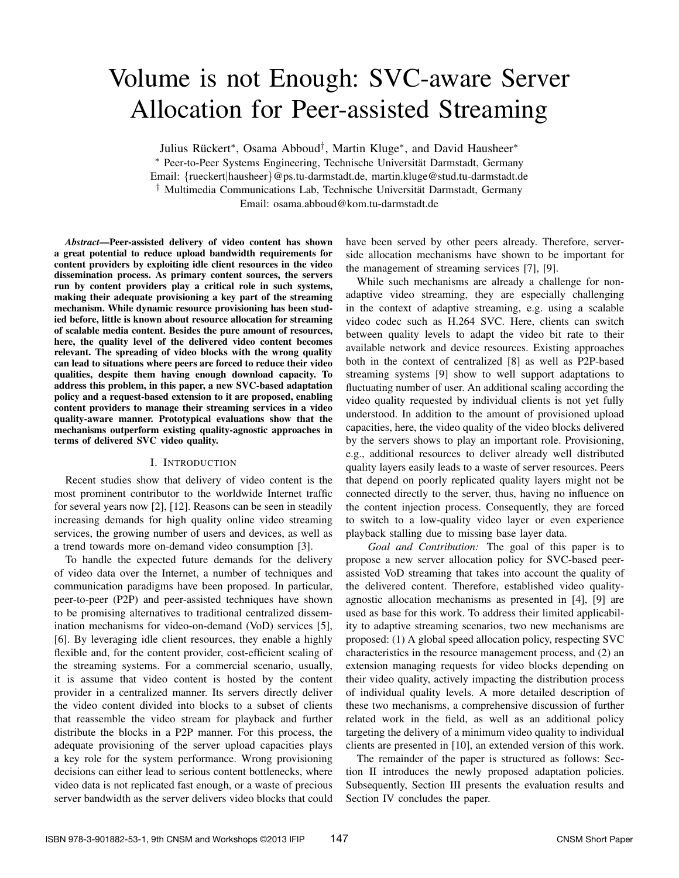# Volume is not Enough: SVC-aware Server Allocation for Peer-assisted Streaming

Julius Rückert*, Osama Abboud†, Martin Kluge*, and David Hausheer*

* Peer-to-Peer Systems Engineering, Technische Universität Darmstadt, Germany
Email: {rueckert|hausheer}@ps.tu-darmstadt.de, martin.kluge@stud.tu-darmstadt.de

† Multimedia Communications Lab, Technische Universität Darmstadt, Germany
Email: osama.abboud@kom.tu-darmstadt.de

***Abstract*—Peer-assisted delivery of video content has shown a great potential to reduce upload bandwidth requirements for content providers by exploiting idle client resources in the video dissemination process. As primary content sources, the servers run by content providers play a critical role in such systems, making their adequate provisioning a key part of the streaming mechanism. While dynamic resource provisioning has been studied before, little is known about resource allocation for streaming of scalable media content. Besides the pure amount of resources, here, the quality level of the delivered video content becomes relevant. The spreading of video blocks with the wrong quality can lead to situations where peers are forced to reduce their video qualities, despite them having enough download capacity. To address this problem, in this paper, a new SVC-based adaptation policy and a request-based extension to it are proposed, enabling content providers to manage their streaming services in a video quality-aware manner. Prototypical evaluations show that the mechanisms outperform existing quality-agnostic approaches in terms of delivered SVC video quality.**

## I. Introduction

Recent studies show that delivery of video content is the most prominent contributor to the worldwide Internet traffic for several years now [2], [12]. Reasons can be seen in steadily increasing demands for high quality online video streaming services, the growing number of users and devices, as well as a trend towards more on-demand video consumption [3].

To handle the expected future demands for the delivery of video data over the Internet, a number of techniques and communication paradigms have been proposed. In particular, peer-to-peer (P2P) and peer-assisted techniques have shown to be promising alternatives to traditional centralized dissemination mechanisms for video-on-demand (VoD) services [5], [6]. By leveraging idle client resources, they enable a highly flexible and, for the content provider, cost-efficient scaling of the streaming systems. For a commercial scenario, usually, it is assume that video content is hosted by the content provider in a centralized manner. Its servers directly deliver the video content divided into blocks to a subset of clients that reassemble the video stream for playback and further distribute the blocks in a P2P manner. For this process, the adequate provisioning of the server upload capacities plays a key role for the system performance. Wrong provisioning decisions can either lead to serious content bottlenecks, where video data is not replicated fast enough, or a waste of precious server bandwidth as the server delivers video blocks that could have been served by other peers already. Therefore, server-side allocation mechanisms have shown to be important for the management of streaming services [7], [9].

While such mechanisms are already a challenge for non-adaptive video streaming, they are especially challenging in the context of adaptive streaming, e.g. using a scalable video codec such as H.264 SVC. Here, clients can switch between quality levels to adapt the video bit rate to their available network and device resources. Existing approaches both in the context of centralized [8] as well as P2P-based streaming systems [9] show to well support adaptations to fluctuating number of user. An additional scaling according the video quality requested by individual clients is not yet fully understood. In addition to the amount of provisioned upload capacities, here, the video quality of the video blocks delivered by the servers shows to play an important role. Provisioning, e.g., additional resources to deliver already well distributed quality layers easily leads to a waste of server resources. Peers that depend on poorly replicated quality layers might not be connected directly to the server, thus, having no influence on the content injection process. Consequently, they are forced to switch to a low-quality video layer or even experience playback stalling due to missing base layer data.

*Goal and Contribution:* The goal of this paper is to propose a new server allocation policy for SVC-based peer-assisted VoD streaming that takes into account the quality of the delivered content. Therefore, established video quality-agnostic allocation mechanisms as presented in [4], [9] are used as base for this work. To address their limited applicability to adaptive streaming scenarios, two new mechanisms are proposed: (1) A global speed allocation policy, respecting SVC characteristics in the resource management process, and (2) an extension managing requests for video blocks depending on their video quality, actively impacting the distribution process of individual quality levels. A more detailed description of these two mechanisms, a comprehensive discussion of further related work in the field, as well as an additional policy targeting the delivery of a minimum video quality to individual clients are presented in [10], an extended version of this work.

The remainder of the paper is structured as follows: Section II introduces the newly proposed adaptation policies. Subsequently, Section III presents the evaluation results and Section IV concludes the paper.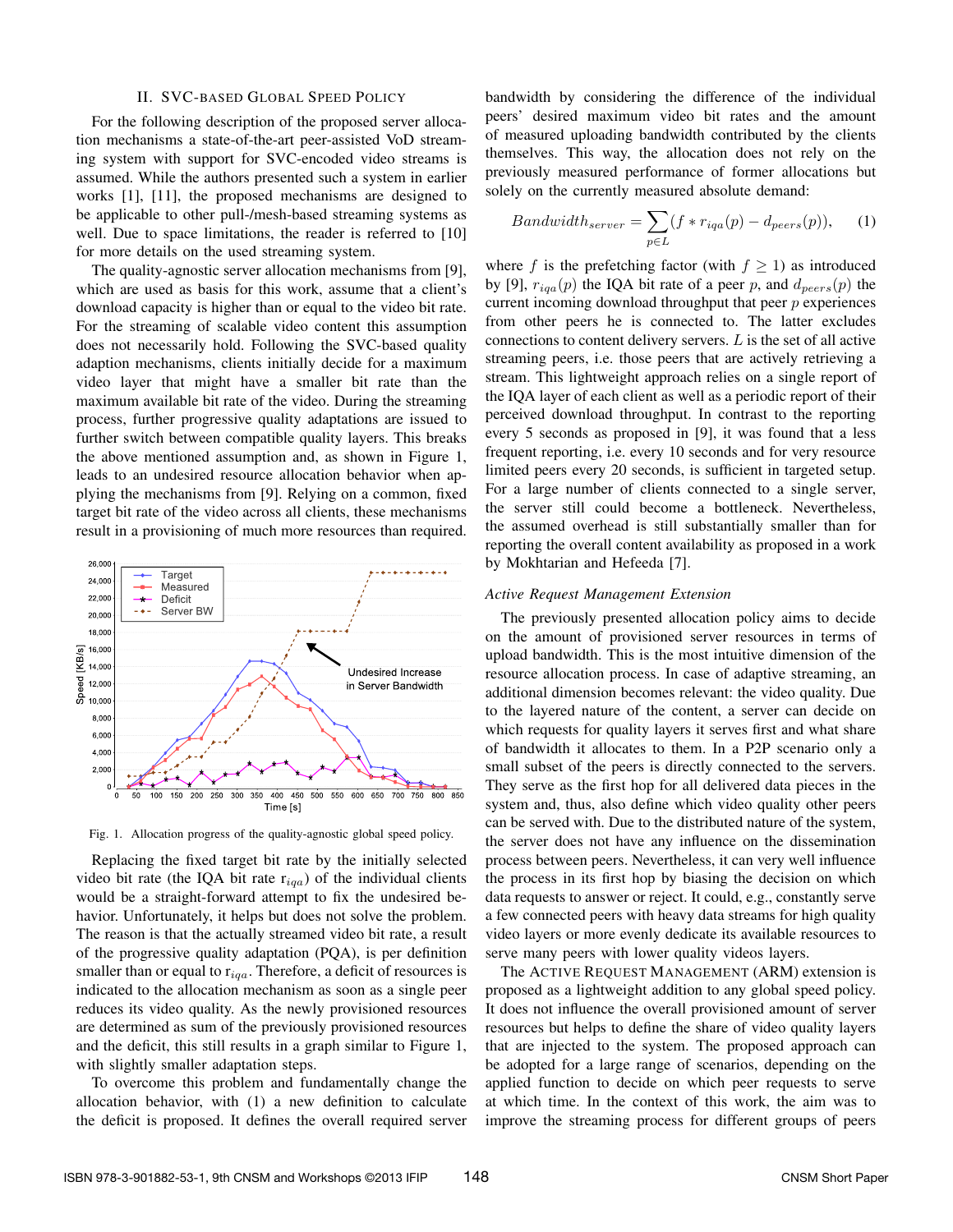## II. SVC-BASED GLOBAL SPEED POLICY

For the following description of the proposed server allocation mechanisms a state-of-the-art peer-assisted VoD streaming system with support for SVC-encoded video streams is assumed. While the authors presented such a system in earlier works [1], [11], the proposed mechanisms are designed to be applicable to other pull-/mesh-based streaming systems as well. Due to space limitations, the reader is referred to [10] for more details on the used streaming system.

The quality-agnostic server allocation mechanisms from [9], which are used as basis for this work, assume that a client's download capacity is higher than or equal to the video bit rate. For the streaming of scalable video content this assumption does not necessarily hold. Following the SVC-based quality adaption mechanisms, clients initially decide for a maximum video layer that might have a smaller bit rate than the maximum available bit rate of the video. During the streaming process, further progressive quality adaptations are issued to further switch between compatible quality layers. This breaks the above mentioned assumption and, as shown in Figure 1, leads to an undesired resource allocation behavior when applying the mechanisms from [9]. Relying on a common, fixed target bit rate of the video across all clients, these mechanisms result in a provisioning of much more resources than required.

Fig. 1. Allocation progress of the quality-agnostic global speed policy.

Replacing the fixed target bit rate by the initially selected video bit rate (the IQA bit rate $r_{iqa}$) of the individual clients would be a straight-forward attempt to fix the undesired behavior. Unfortunately, it helps but does not solve the problem. The reason is that the actually streamed video bit rate, a result of the progressive quality adaptation (PQA), is per definition smaller than or equal to $r_{iqa}$. Therefore, a deficit of resources is indicated to the allocation mechanism as soon as a single peer reduces its video quality. As the newly provisioned resources are determined as sum of the previously provisioned resources and the deficit, this still results in a graph similar to Figure 1, with slightly smaller adaptation steps.

To overcome this problem and fundamentally change the allocation behavior, with (1) a new definition to calculate the deficit is proposed. It defines the overall required server bandwidth by considering the difference of the individual peers' desired maximum video bit rates and the amount of measured uploading bandwidth contributed by the clients themselves. This way, the allocation does not rely on the previously measured performance of former allocations but solely on the currently measured absolute demand:

$$Bandwidth_{server} = \sum_{p \in L} (f * r_{iqa}(p) - d_{peers}(p)), \quad (1)$$

where $f$ is the prefetching factor (with $f \geq 1$) as introduced by [9], $r_{iqa}(p)$ the IQA bit rate of a peer $p$, and $d_{peers}(p)$ the current incoming download throughput that peer $p$ experiences from other peers he is connected to. The latter excludes connections to content delivery servers. $L$ is the set of all active streaming peers, i.e. those peers that are actively retrieving a stream. This lightweight approach relies on a single report of the IQA layer of each client as well as a periodic report of their perceived download throughput. In contrast to the reporting every 5 seconds as proposed in [9], it was found that a less frequent reporting, i.e. every 10 seconds and for very resource limited peers every 20 seconds, is sufficient in targeted setup. For a large number of clients connected to a single server, the server still could become a bottleneck. Nevertheless, the assumed overhead is still substantially smaller than for reporting the overall content availability as proposed in a work by Mokhtarian and Hefeeda [7].

### *Active Request Management Extension*

The previously presented allocation policy aims to decide on the amount of provisioned server resources in terms of upload bandwidth. This is the most intuitive dimension of the resource allocation process. In case of adaptive streaming, an additional dimension becomes relevant: the video quality. Due to the layered nature of the content, a server can decide on which requests for quality layers it serves first and what share of bandwidth it allocates to them. In a P2P scenario only a small subset of the peers is directly connected to the servers. They serve as the first hop for all delivered data pieces in the system and, thus, also define which video quality other peers can be served with. Due to the distributed nature of the system, the server does not have any influence on the dissemination process between peers. Nevertheless, it can very well influence the process in its first hop by biasing the decision on which data requests to answer or reject. It could, e.g., constantly serve a few connected peers with heavy data streams for high quality video layers or more evenly dedicate its available resources to serve many peers with lower quality videos layers.

The ACTIVE REQUEST MANAGEMENT (ARM) extension is proposed as a lightweight addition to any global speed policy. It does not influence the overall provisioned amount of server resources but helps to define the share of video quality layers that are injected to the system. The proposed approach can be adopted for a large range of scenarios, depending on the applied function to decide on which peer requests to serve at which time. In the context of this work, the aim was to improve the streaming process for different groups of peers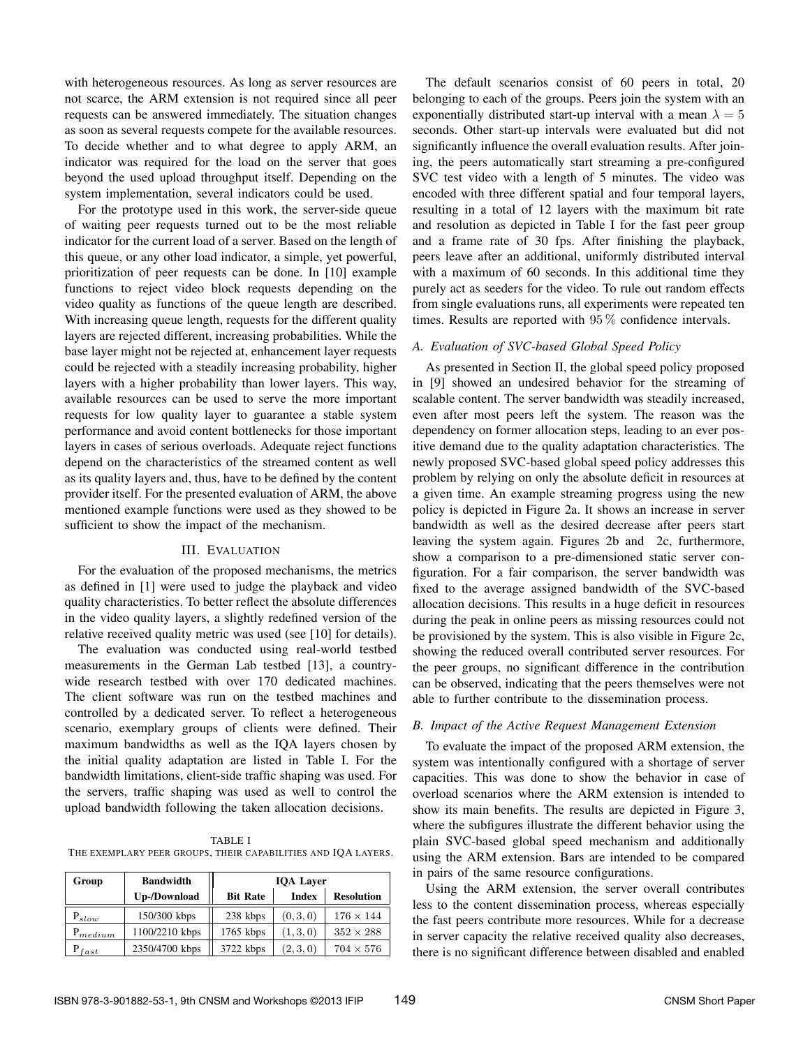with heterogeneous resources. As long as server resources are not scarce, the ARM extension is not required since all peer requests can be answered immediately. The situation changes as soon as several requests compete for the available resources. To decide whether and to what degree to apply ARM, an indicator was required for the load on the server that goes beyond the used upload throughput itself. Depending on the system implementation, several indicators could be used.

For the prototype used in this work, the server-side queue of waiting peer requests turned out to be the most reliable indicator for the current load of a server. Based on the length of this queue, or any other load indicator, a simple, yet powerful, prioritization of peer requests can be done. In [10] example functions to reject video block requests depending on the video quality as functions of the queue length are described. With increasing queue length, requests for the different quality layers are rejected different, increasing probabilities. While the base layer might not be rejected at, enhancement layer requests could be rejected with a steadily increasing probability, higher layers with a higher probability than lower layers. This way, available resources can be used to serve the more important requests for low quality layer to guarantee a stable system performance and avoid content bottlenecks for those important layers in cases of serious overloads. Adequate reject functions depend on the characteristics of the streamed content as well as its quality layers and, thus, have to be defined by the content provider itself. For the presented evaluation of ARM, the above mentioned example functions were used as they showed to be sufficient to show the impact of the mechanism.

## III. Evaluation

For the evaluation of the proposed mechanisms, the metrics as defined in [1] were used to judge the playback and video quality characteristics. To better reflect the absolute differences in the video quality layers, a slightly redefined version of the relative received quality metric was used (see [10] for details).

The evaluation was conducted using real-world testbed measurements in the German Lab testbed [13], a country-wide research testbed with over 170 dedicated machines. The client software was run on the testbed machines and controlled by a dedicated server. To reflect a heterogeneous scenario, exemplary groups of clients were defined. Their maximum bandwidths as well as the IQA layers chosen by the initial quality adaptation are listed in Table I. For the bandwidth limitations, client-side traffic shaping was used. For the servers, traffic shaping was used as well to control the upload bandwidth following the taken allocation decisions.

TABLE I
THE EXEMPLARY PEER GROUPS, THEIR CAPABILITIES AND IQA LAYERS.

| Group | Bandwidth | IQA Layer | | |
|---|---|---|---|---|
| | Up-/Download | Bit Rate | Index | Resolution |
| $P_{slow}$ | 150/300 kbps | 238 kbps | $(0, 3, 0)$ | $176 \times 144$ |
| $P_{medium}$ | 1100/2210 kbps | 1765 kbps | $(1, 3, 0)$ | $352 \times 288$ |
| $P_{fast}$ | 2350/4700 kbps | 3722 kbps | $(2, 3, 0)$ | $704 \times 576$ |

The default scenarios consist of 60 peers in total, 20 belonging to each of the groups. Peers join the system with an exponentially distributed start-up interval with a mean $\lambda = 5$ seconds. Other start-up intervals were evaluated but did not significantly influence the overall evaluation results. After joining, the peers automatically start streaming a pre-configured SVC test video with a length of 5 minutes. The video was encoded with three different spatial and four temporal layers, resulting in a total of 12 layers with the maximum bit rate and resolution as depicted in Table I for the fast peer group and a frame rate of 30 fps. After finishing the playback, peers leave after an additional, uniformly distributed interval with a maximum of 60 seconds. In this additional time they purely act as seeders for the video. To rule out random effects from single evaluations runs, all experiments were repeated ten times. Results are reported with $95\,\%$ confidence intervals.

### *A. Evaluation of SVC-based Global Speed Policy*

As presented in Section II, the global speed policy proposed in [9] showed an undesired behavior for the streaming of scalable content. The server bandwidth was steadily increased, even after most peers left the system. The reason was the dependency on former allocation steps, leading to an ever positive demand due to the quality adaptation characteristics. The newly proposed SVC-based global speed policy addresses this problem by relying on only the absolute deficit in resources at a given time. An example streaming progress using the new policy is depicted in Figure 2a. It shows an increase in server bandwidth as well as the desired decrease after peers start leaving the system again. Figures 2b and 2c, furthermore, show a comparison to a pre-dimensioned static server configuration. For a fair comparison, the server bandwidth was fixed to the average assigned bandwidth of the SVC-based allocation decisions. This results in a huge deficit in resources during the peak in online peers as missing resources could not be provisioned by the system. This is also visible in Figure 2c, showing the reduced overall contributed server resources. For the peer groups, no significant difference in the contribution can be observed, indicating that the peers themselves were not able to further contribute to the dissemination process.

### *B. Impact of the Active Request Management Extension*

To evaluate the impact of the proposed ARM extension, the system was intentionally configured with a shortage of server capacities. This was done to show the behavior in case of overload scenarios where the ARM extension is intended to show its main benefits. The results are depicted in Figure 3, where the subfigures illustrate the different behavior using the plain SVC-based global speed mechanism and additionally using the ARM extension. Bars are intended to be compared in pairs of the same resource configurations.

Using the ARM extension, the server overall contributes less to the content dissemination process, whereas especially the fast peers contribute more resources. While for a decrease in server capacity the relative received quality also decreases, there is no significant difference between disabled and enabled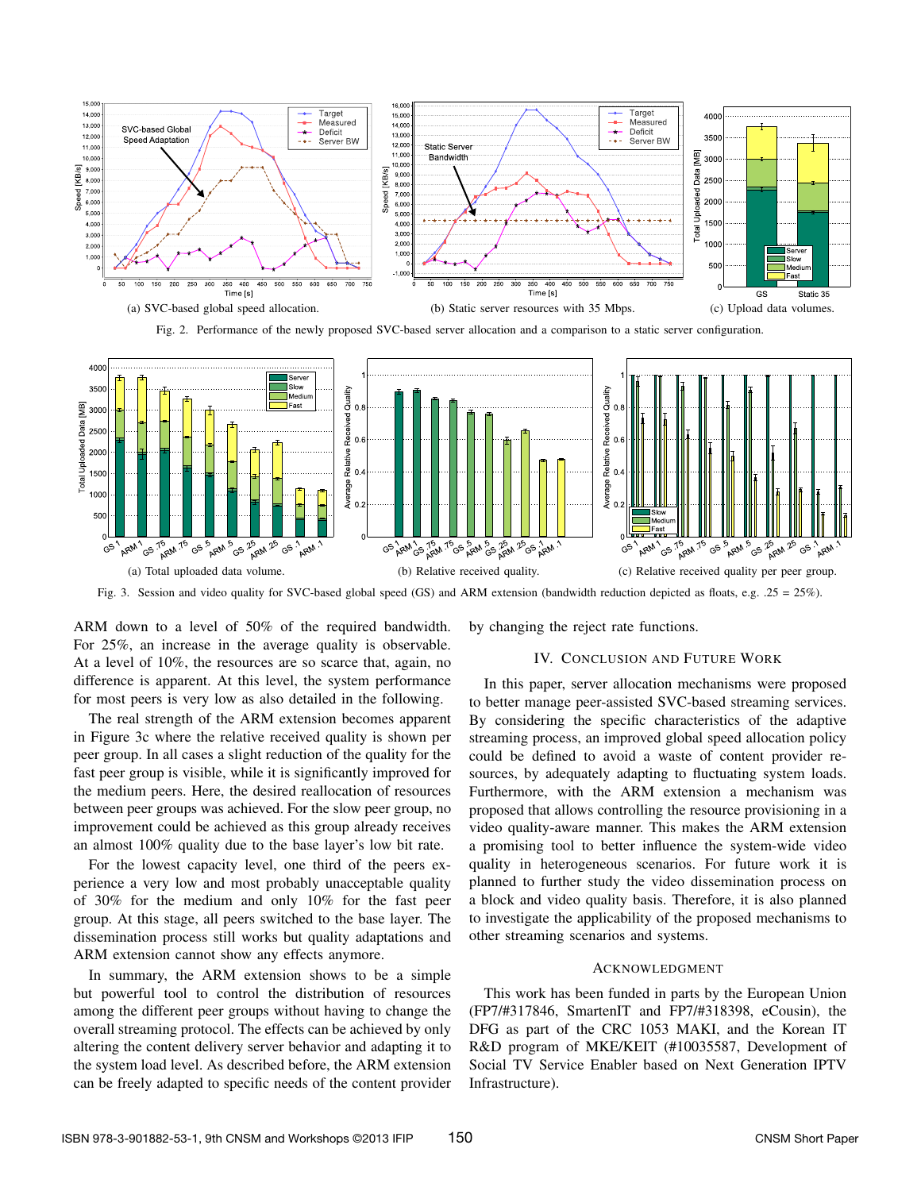(a) SVC-based global speed allocation.

(b) Static server resources with 35 Mbps.

(c) Upload data volumes.

Fig. 2. Performance of the newly proposed SVC-based server allocation and a comparison to a static server configuration.

(a) Total uploaded data volume.

(b) Relative received quality.

(c) Relative received quality per peer group.

Fig. 3. Session and video quality for SVC-based global speed (GS) and ARM extension (bandwidth reduction depicted as floats, e.g. .25 = 25%).

ARM down to a level of 50% of the required bandwidth. For 25%, an increase in the average quality is observable. At a level of 10%, the resources are so scarce that, again, no difference is apparent. At this level, the system performance for most peers is very low as also detailed in the following.

The real strength of the ARM extension becomes apparent in Figure 3c where the relative received quality is shown per peer group. In all cases a slight reduction of the quality for the fast peer group is visible, while it is significantly improved for the medium peers. Here, the desired reallocation of resources between peer groups was achieved. For the slow peer group, no improvement could be achieved as this group already receives an almost 100% quality due to the base layer's low bit rate.

For the lowest capacity level, one third of the peers experience a very low and most probably unacceptable quality of 30% for the medium and only 10% for the fast peer group. At this stage, all peers switched to the base layer. The dissemination process still works but quality adaptations and ARM extension cannot show any effects anymore.

In summary, the ARM extension shows to be a simple but powerful tool to control the distribution of resources among the different peer groups without having to change the overall streaming protocol. The effects can be achieved by only altering the content delivery server behavior and adapting it to the system load level. As described before, the ARM extension can be freely adapted to specific needs of the content provider by changing the reject rate functions.

## IV. Conclusion and Future Work

In this paper, server allocation mechanisms were proposed to better manage peer-assisted SVC-based streaming services. By considering the specific characteristics of the adaptive streaming process, an improved global speed allocation policy could be defined to avoid a waste of content provider resources, by adequately adapting to fluctuating system loads. Furthermore, with the ARM extension a mechanism was proposed that allows controlling the resource provisioning in a video quality-aware manner. This makes the ARM extension a promising tool to better influence the system-wide video quality in heterogeneous scenarios. For future work it is planned to further study the video dissemination process on a block and video quality basis. Therefore, it is also planned to investigate the applicability of the proposed mechanisms to other streaming scenarios and systems.

## Acknowledgment

This work has been funded in parts by the European Union (FP7/#317846, SmartenIT and FP7/#318398, eCousin), the DFG as part of the CRC 1053 MAKI, and the Korean IT R&D program of MKE/KEIT (#10035587, Development of Social TV Service Enabler based on Next Generation IPTV Infrastructure).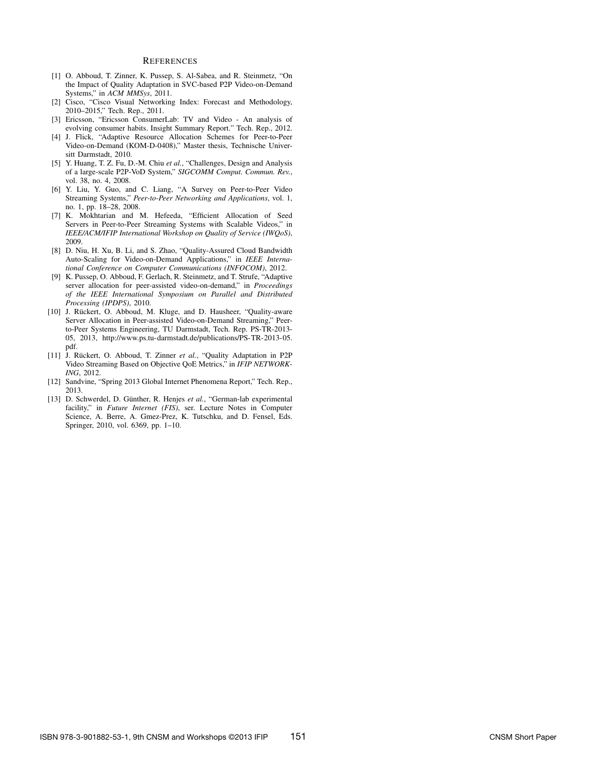## References

[1] O. Abboud, T. Zinner, K. Pussep, S. Al-Sabea, and R. Steinmetz, "On the Impact of Quality Adaptation in SVC-based P2P Video-on-Demand Systems," in *ACM MMSys*, 2011.

[2] Cisco, "Cisco Visual Networking Index: Forecast and Methodology, 2010–2015," Tech. Rep., 2011.

[3] Ericsson, "Ericsson ConsumerLab: TV and Video - An analysis of evolving consumer habits. Insight Summary Report." Tech. Rep., 2012.

[4] J. Flick, "Adaptive Resource Allocation Schemes for Peer-to-Peer Video-on-Demand (KOM-D-0408)," Master thesis, Technische Universitt Darmstadt, 2010.

[5] Y. Huang, T. Z. Fu, D.-M. Chiu *et al.*, "Challenges, Design and Analysis of a large-scale P2P-VoD System," *SIGCOMM Comput. Commun. Rev.*, vol. 38, no. 4, 2008.

[6] Y. Liu, Y. Guo, and C. Liang, "A Survey on Peer-to-Peer Video Streaming Systems," *Peer-to-Peer Networking and Applications*, vol. 1, no. 1, pp. 18–28, 2008.

[7] K. Mokhtarian and M. Hefeeda, "Efficient Allocation of Seed Servers in Peer-to-Peer Streaming Systems with Scalable Videos," in *IEEE/ACM/IFIP International Workshop on Quality of Service (IWQoS)*, 2009.

[8] D. Niu, H. Xu, B. Li, and S. Zhao, "Quality-Assured Cloud Bandwidth Auto-Scaling for Video-on-Demand Applications," in *IEEE International Conference on Computer Communications (INFOCOM)*, 2012.

[9] K. Pussep, O. Abboud, F. Gerlach, R. Steinmetz, and T. Strufe, "Adaptive server allocation for peer-assisted video-on-demand," in *Proceedings of the IEEE International Symposium on Parallel and Distributed Processing (IPDPS)*, 2010.

[10] J. Rückert, O. Abboud, M. Kluge, and D. Hausheer, "Quality-aware Server Allocation in Peer-assisted Video-on-Demand Streaming," Peer-to-Peer Systems Engineering, TU Darmstadt, Tech. Rep. PS-TR-2013-05, 2013, http://www.ps.tu-darmstadt.de/publications/PS-TR-2013-05.pdf.

[11] J. Rückert, O. Abboud, T. Zinner *et al.*, "Quality Adaptation in P2P Video Streaming Based on Objective QoE Metrics," in *IFIP NETWORKING*, 2012.

[12] Sandvine, "Spring 2013 Global Internet Phenomena Report," Tech. Rep., 2013.

[13] D. Schwerdel, D. Günther, R. Henjes *et al.*, "German-lab experimental facility," in *Future Internet (FIS)*, ser. Lecture Notes in Computer Science, A. Berre, A. Gmez-Prez, K. Tutschku, and D. Fensel, Eds. Springer, 2010, vol. 6369, pp. 1–10.